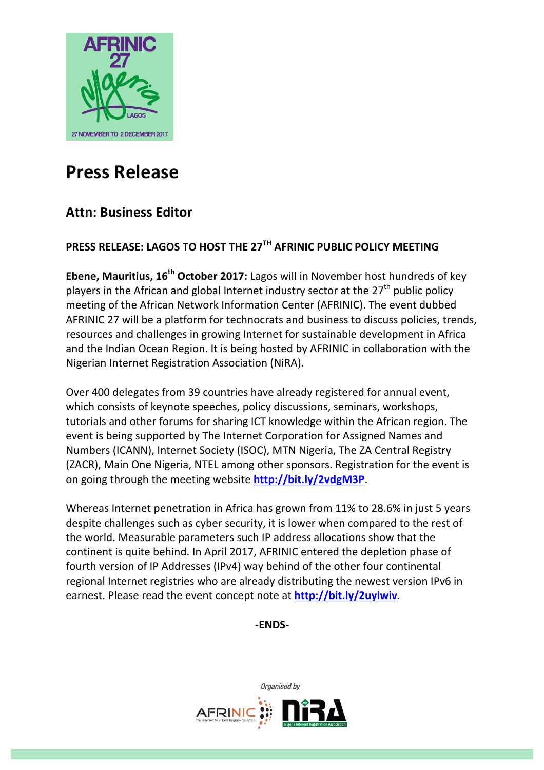# Press Release

## Attn: Business Editor

**PRESS RELEASE: LAGOS TO HOST THE 27TH AFRINIC PUBLIC POLICY MEETING**

**Ebene, Mauritius, 16th October 2017:** Lagos will in November host hundreds of key players in the African and global Internet industry sector at the 27th public policy meeting of the African Network Information Center (AFRINIC). The event dubbed AFRINIC 27 will be a platform for technocrats and business to discuss policies, trends, resources and challenges in growing Internet for sustainable development in Africa and the Indian Ocean Region. It is being hosted by AFRINIC in collaboration with the Nigerian Internet Registration Association (NiRA).

Over 400 delegates from 39 countries have already registered for annual event, which consists of keynote speeches, policy discussions, seminars, workshops, tutorials and other forums for sharing ICT knowledge within the African region. The event is being supported by The Internet Corporation for Assigned Names and Numbers (ICANN), Internet Society (ISOC), MTN Nigeria, The ZA Central Registry (ZACR), Main One Nigeria, NTEL among other sponsors. Registration for the event is on going through the meeting website **http://bit.ly/2vdgM3P**.

Whereas Internet penetration in Africa has grown from 11% to 28.6% in just 5 years despite challenges such as cyber security, it is lower when compared to the rest of the world. Measurable parameters such IP address allocations show that the continent is quite behind. In April 2017, AFRINIC entered the depletion phase of fourth version of IP Addresses (IPv4) way behind of the other four continental regional Internet registries who are already distributing the newest version IPv6 in earnest. Please read the event concept note at **http://bit.ly/2uylwiv**.

**-ENDS-**

*Organised by*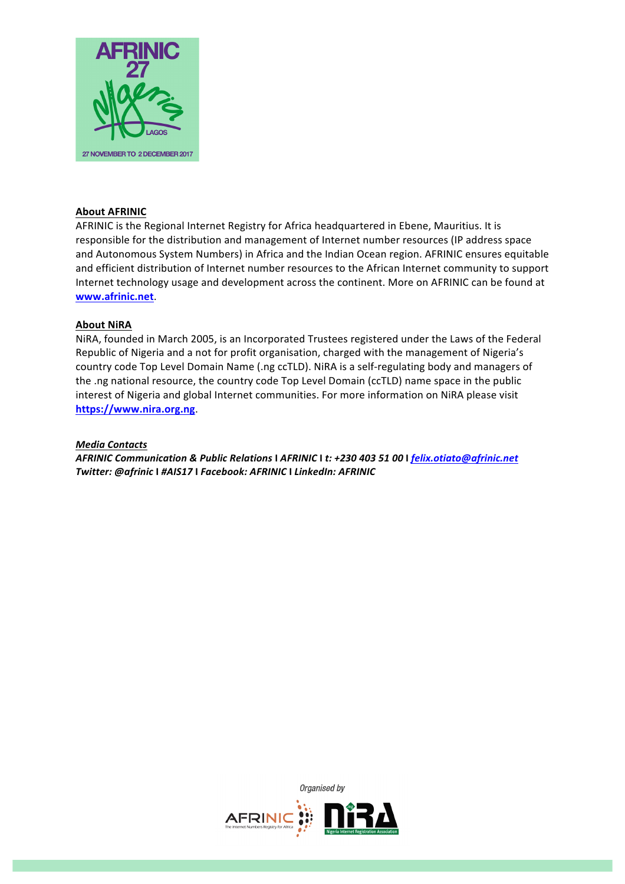**About AFRINIC**

AFRINIC is the Regional Internet Registry for Africa headquartered in Ebene, Mauritius. It is responsible for the distribution and management of Internet number resources (IP address space and Autonomous System Numbers) in Africa and the Indian Ocean region. AFRINIC ensures equitable and efficient distribution of Internet number resources to the African Internet community to support Internet technology usage and development across the continent. More on AFRINIC can be found at **www.afrinic.net**.

**About NiRA**

NiRA, founded in March 2005, is an Incorporated Trustees registered under the Laws of the Federal Republic of Nigeria and a not for profit organisation, charged with the management of Nigeria's country code Top Level Domain Name (.ng ccTLD). NiRA is a self-regulating body and managers of the .ng national resource, the country code Top Level Domain (ccTLD) name space in the public interest of Nigeria and global Internet communities. For more information on NiRA please visit **https://www.nira.org.ng**.

***Media Contacts***

***AFRINIC Communication & Public Relations I AFRINIC I t: +230 403 51 00 I felix.otiato@afrinic.net***
***Twitter: @afrinic I #AIS17 I Facebook: AFRINIC I LinkedIn: AFRINIC***

*Organised by*